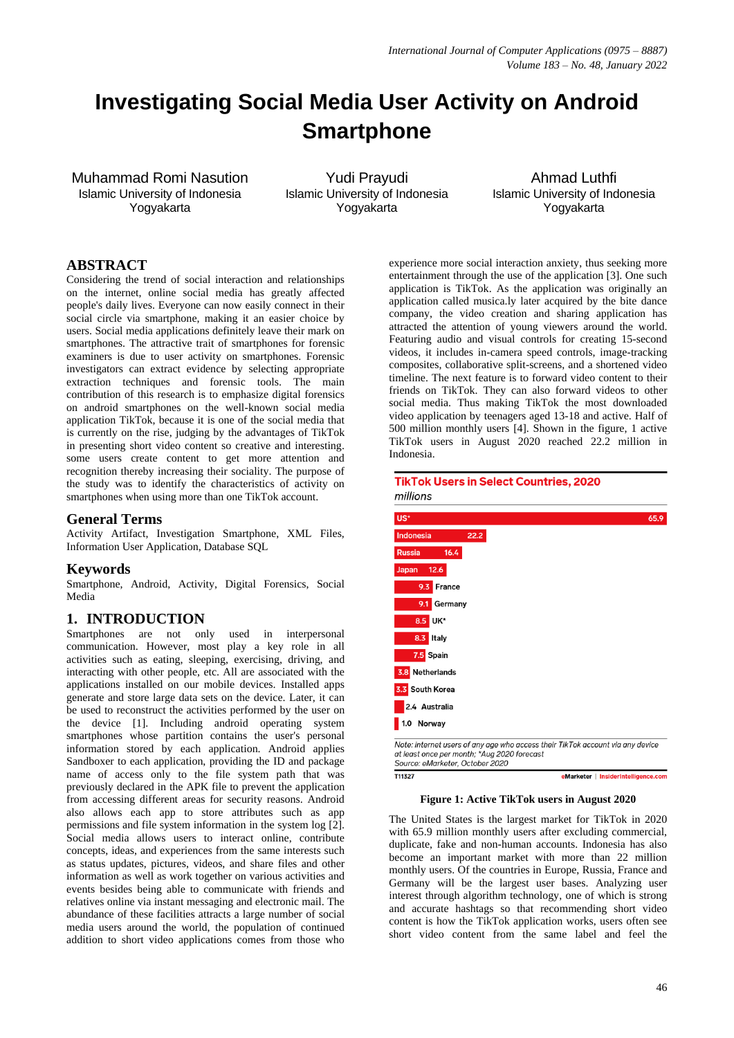# Investigating Social Media User Activity on Android Smartphone

Muhammad Romi Nasution
Islamic University of Indonesia
Yogyakarta

Yudi Prayudi
Islamic University of Indonesia
Yogyakarta

Ahmad Luthfi
Islamic University of Indonesia
Yogyakarta

## ABSTRACT

Considering the trend of social interaction and relationships on the internet, online social media has greatly affected people's daily lives. Everyone can now easily connect in their social circle via smartphone, making it an easier choice by users. Social media applications definitely leave their mark on smartphones. The attractive trait of smartphones for forensic examiners is due to user activity on smartphones. Forensic investigators can extract evidence by selecting appropriate extraction techniques and forensic tools. The main contribution of this research is to emphasize digital forensics on android smartphones on the well-known social media application TikTok, because it is one of the social media that is currently on the rise, judging by the advantages of TikTok in presenting short video content so creative and interesting. some users create content to get more attention and recognition thereby increasing their sociality. The purpose of the study was to identify the characteristics of activity on smartphones when using more than one TikTok account.

## General Terms

Activity Artifact, Investigation Smartphone, XML Files, Information User Application, Database SQL

## Keywords

Smartphone, Android, Activity, Digital Forensics, Social Media

## 1. INTRODUCTION

Smartphones are not only used in interpersonal communication. However, most play a key role in all activities such as eating, sleeping, exercising, driving, and interacting with other people, etc. All are associated with the applications installed on our mobile devices. Installed apps generate and store large data sets on the device. Later, it can be used to reconstruct the activities performed by the user on the device [1]. Including android operating system smartphones whose partition contains the user's personal information stored by each application. Android applies Sandboxer to each application, providing the ID and package name of access only to the file system path that was previously declared in the APK file to prevent the application from accessing different areas for security reasons. Android also allows each app to store attributes such as app permissions and file system information in the system log [2]. Social media allows users to interact online, contribute concepts, ideas, and experiences from the same interests such as status updates, pictures, videos, and share files and other information as well as work together on various activities and events besides being able to communicate with friends and relatives online via instant messaging and electronic mail. The abundance of these facilities attracts a large number of social media users around the world, the population of continued addition to short video applications comes from those who experience more social interaction anxiety, thus seeking more entertainment through the use of the application [3]. One such application is TikTok. As the application was originally an application called musica.ly later acquired by the bite dance company, the video creation and sharing application has attracted the attention of young viewers around the world. Featuring audio and visual controls for creating 15-second videos, it includes in-camera speed controls, image-tracking composites, collaborative split-screens, and a shortened video timeline. The next feature is to forward video content to their friends on TikTok. They can also forward videos to other social media. Thus making TikTok the most downloaded video application by teenagers aged 13-18 and active. Half of 500 million monthly users [4]. Shown in the figure, 1 active TikTok users in August 2020 reached 22.2 million in Indonesia.

**TikTok Users in Select Countries, 2020**
*millions*

| Country | Users (millions) |
|---|---|
| US* | 65.9 |
| Indonesia | 22.2 |
| Russia | 16.4 |
| Japan | 12.6 |
| France | 9.3 |
| Germany | 9.1 |
| UK* | 8.5 |
| Italy | 8.3 |
| Spain | 7.5 |
| Netherlands | 3.8 |
| South Korea | 3.3 |
| Australia | 2.4 |
| Norway | 1.0 |

*Note: internet users of any age who access their TikTok account via any device at least once per month; *Aug 2020 forecast*
*Source: eMarketer, October 2020*
T11327 eMarketer | InsiderIntelligence.com

**Figure 1: Active TikTok users in August 2020**

The United States is the largest market for TikTok in 2020 with 65.9 million monthly users after excluding commercial, duplicate, fake and non-human accounts. Indonesia has also become an important market with more than 22 million monthly users. Of the countries in Europe, Russia, France and Germany will be the largest user bases. Analyzing user interest through algorithm technology, one of which is strong and accurate hashtags so that recommending short video content is how the TikTok application works, users often see short video content from the same label and feel the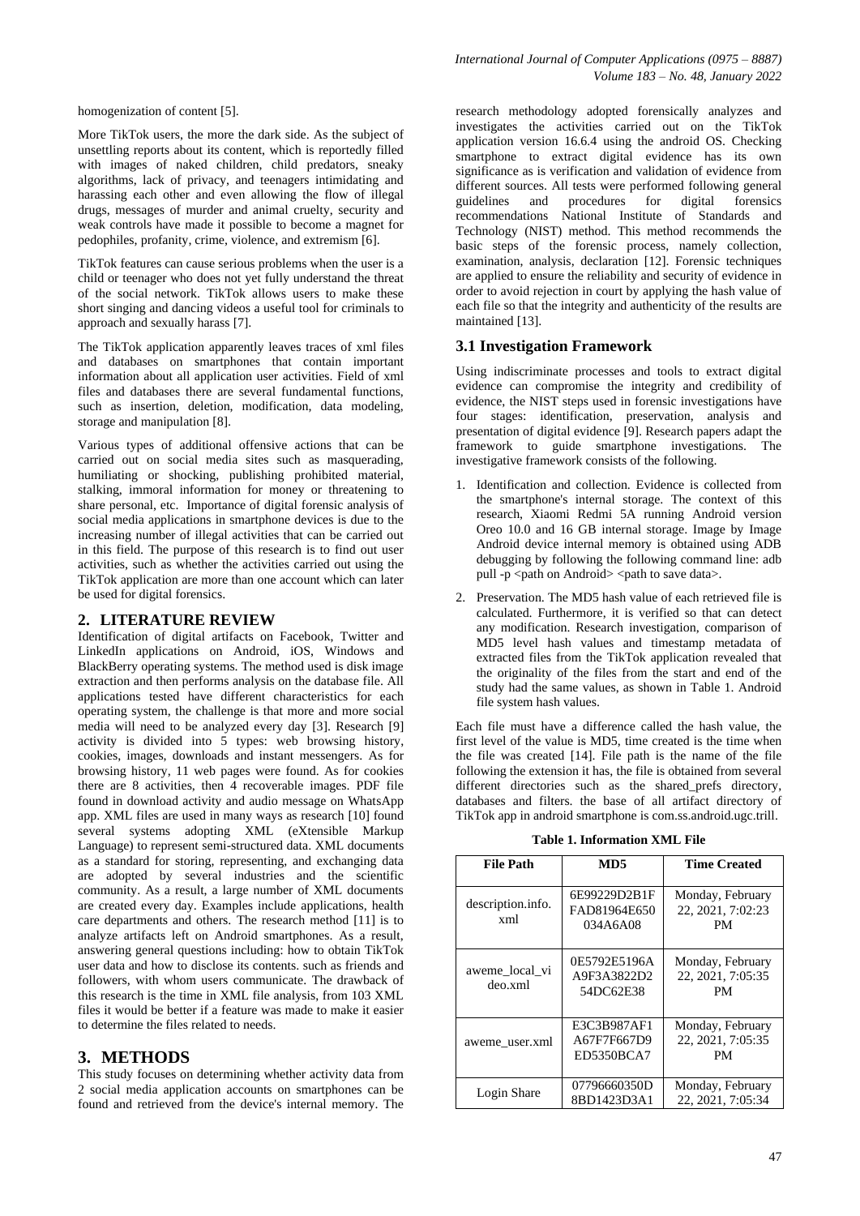homogenization of content [5].

More TikTok users, the more the dark side. As the subject of unsettling reports about its content, which is reportedly filled with images of naked children, child predators, sneaky algorithms, lack of privacy, and teenagers intimidating and harassing each other and even allowing the flow of illegal drugs, messages of murder and animal cruelty, security and weak controls have made it possible to become a magnet for pedophiles, profanity, crime, violence, and extremism [6].

TikTok features can cause serious problems when the user is a child or teenager who does not yet fully understand the threat of the social network. TikTok allows users to make these short singing and dancing videos a useful tool for criminals to approach and sexually harass [7].

The TikTok application apparently leaves traces of xml files and databases on smartphones that contain important information about all application user activities. Field of xml files and databases there are several fundamental functions, such as insertion, deletion, modification, data modeling, storage and manipulation [8].

Various types of additional offensive actions that can be carried out on social media sites such as masquerading, humiliating or shocking, publishing prohibited material, stalking, immoral information for money or threatening to share personal, etc. Importance of digital forensic analysis of social media applications in smartphone devices is due to the increasing number of illegal activities that can be carried out in this field. The purpose of this research is to find out user activities, such as whether the activities carried out using the TikTok application are more than one account which can later be used for digital forensics.

## 2. LITERATURE REVIEW

Identification of digital artifacts on Facebook, Twitter and LinkedIn applications on Android, iOS, Windows and BlackBerry operating systems. The method used is disk image extraction and then performs analysis on the database file. All applications tested have different characteristics for each operating system, the challenge is that more and more social media will need to be analyzed every day [3]. Research [9] activity is divided into 5 types: web browsing history, cookies, images, downloads and instant messengers. As for browsing history, 11 web pages were found. As for cookies there are 8 activities, then 4 recoverable images. PDF file found in download activity and audio message on WhatsApp app. XML files are used in many ways as research [10] found several systems adopting XML (eXtensible Markup Language) to represent semi-structured data. XML documents as a standard for storing, representing, and exchanging data are adopted by several industries and the scientific community. As a result, a large number of XML documents are created every day. Examples include applications, health care departments and others. The research method [11] is to analyze artifacts left on Android smartphones. As a result, answering general questions including: how to obtain TikTok user data and how to disclose its contents. such as friends and followers, with whom users communicate. The drawback of this research is the time in XML file analysis, from 103 XML files it would be better if a feature was made to make it easier to determine the files related to needs.

## 3. METHODS

This study focuses on determining whether activity data from 2 social media application accounts on smartphones can be found and retrieved from the device's internal memory. The research methodology adopted forensically analyzes and investigates the activities carried out on the TikTok application version 16.6.4 using the android OS. Checking smartphone to extract digital evidence has its own significance as is verification and validation of evidence from different sources. All tests were performed following general guidelines and procedures for digital forensics recommendations National Institute of Standards and Technology (NIST) method. This method recommends the basic steps of the forensic process, namely collection, examination, analysis, declaration [12]. Forensic techniques are applied to ensure the reliability and security of evidence in order to avoid rejection in court by applying the hash value of each file so that the integrity and authenticity of the results are maintained [13].

### 3.1 Investigation Framework

Using indiscriminate processes and tools to extract digital evidence can compromise the integrity and credibility of evidence, the NIST steps used in forensic investigations have four stages: identification, preservation, analysis and presentation of digital evidence [9]. Research papers adapt the framework to guide smartphone investigations. The investigative framework consists of the following.

1. Identification and collection. Evidence is collected from the smartphone's internal storage. The context of this research, Xiaomi Redmi 5A running Android version Oreo 10.0 and 16 GB internal storage. Image by Image Android device internal memory is obtained using ADB debugging by following the following command line: adb pull -p <path on Android> <path to save data>.
2. Preservation. The MD5 hash value of each retrieved file is calculated. Furthermore, it is verified so that can detect any modification. Research investigation, comparison of MD5 level hash values and timestamp metadata of extracted files from the TikTok application revealed that the originality of the files from the start and end of the study had the same values, as shown in Table 1. Android file system hash values.

Each file must have a difference called the hash value, the first level of the value is MD5, time created is the time when the file was created [14]. File path is the name of the file following the extension it has, the file is obtained from several different directories such as the shared_prefs directory, databases and filters. the base of all artifact directory of TikTok app in android smartphone is com.ss.android.ugc.trill.

**Table 1. Information XML File**

| File Path | MD5 | Time Created |
|---|---|---|
| description.info.xml | 6E99229D2B1FFAD81964E650034A6A08 | Monday, February 22, 2021, 7:02:23 PM |
| aweme_local_video.xml | 0E5792E5196AA9F3A3822D254DC62E38 | Monday, February 22, 2021, 7:05:35 PM |
| aweme_user.xml | E3C3B987AF1A67F7F667D9ED5350BCA7 | Monday, February 22, 2021, 7:05:35 PM |
| Login Share | 07796660350D8BD1423D3A1 | Monday, February 22, 2021, 7:05:34 |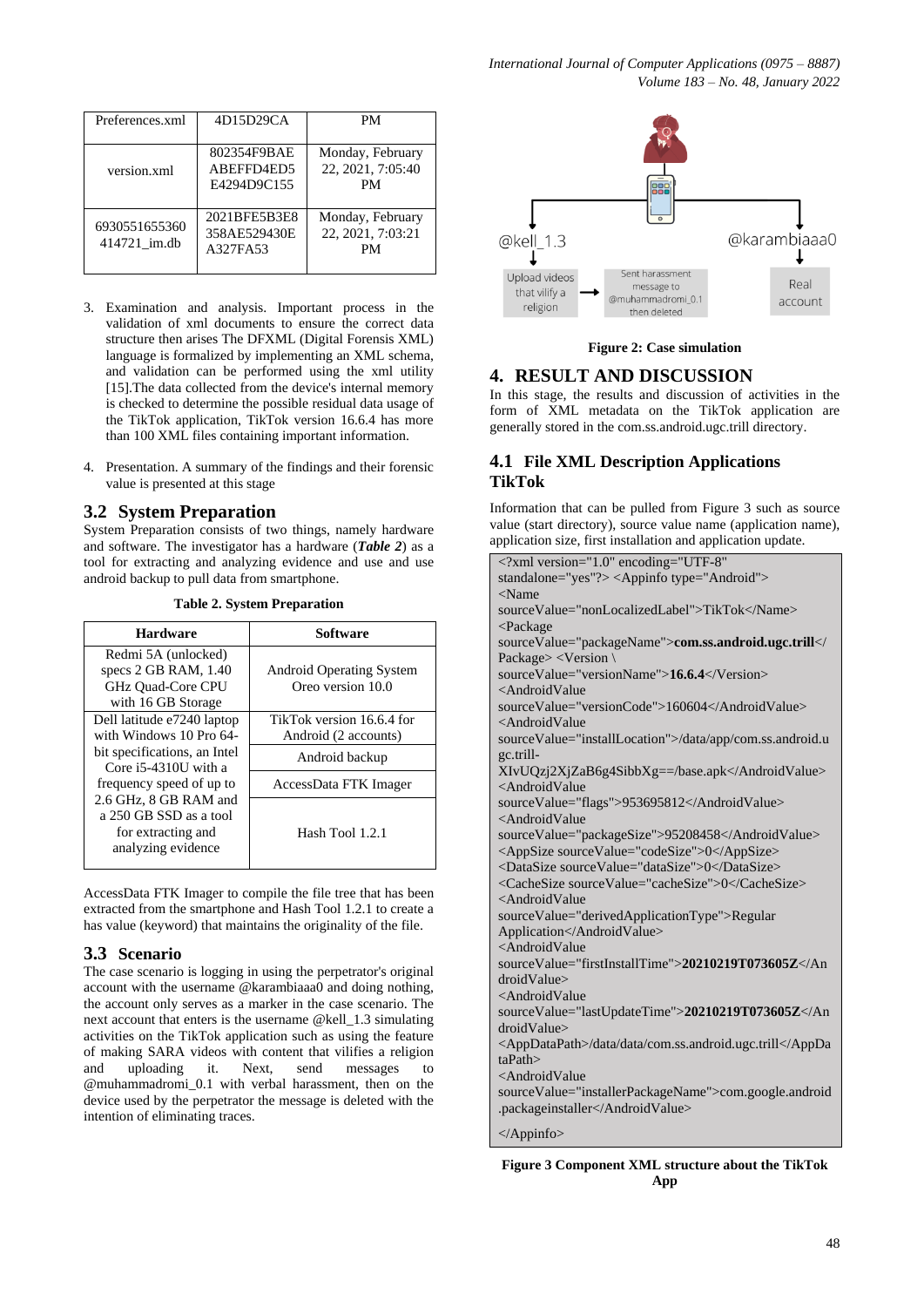| Preferences.xml | 4D15D29CA | PM |
|---|---|---|
| version.xml | 802354F9BAE ABEFFD4ED5 E4294D9C155 | Monday, February 22, 2021, 7:05:40 PM |
| 6930551655360 414721_im.db | 2021BFE5B3E8 358AE529430E A327FA53 | Monday, February 22, 2021, 7:03:21 PM |

3. Examination and analysis. Important process in the validation of xml documents to ensure the correct data structure then arises The DFXML (Digital Forensis XML) language is formalized by implementing an XML schema, and validation can be performed using the xml utility [15].The data collected from the device's internal memory is checked to determine the possible residual data usage of the TikTok application, TikTok version 16.6.4 has more than 100 XML files containing important information.

4. Presentation. A summary of the findings and their forensic value is presented at this stage

## 3.2 System Preparation

System Preparation consists of two things, namely hardware and software. The investigator has a hardware (***Table 2***) as a tool for extracting and analyzing evidence and use and use android backup to pull data from smartphone.

**Table 2. System Preparation**

| Hardware | Software |
|---|---|
| Redmi 5A (unlocked) specs 2 GB RAM, 1.40 GHz Quad-Core CPU with 16 GB Storage | Android Operating System Oreo version 10.0 |
| Dell latitude e7240 laptop with Windows 10 Pro 64-bit specifications, an Intel Core i5-4310U with a frequency speed of up to 2.6 GHz, 8 GB RAM and a 250 GB SSD as a tool for extracting and analyzing evidence | TikTok version 16.6.4 for Android (2 accounts) |
| | Android backup |
| | AccessData FTK Imager |
| | Hash Tool 1.2.1 |

AccessData FTK Imager to compile the file tree that has been extracted from the smartphone and Hash Tool 1.2.1 to create a has value (keyword) that maintains the originality of the file.

## 3.3 Scenario

The case scenario is logging in using the perpetrator's original account with the username @karambiaaa0 and doing nothing, the account only serves as a marker in the case scenario. The next account that enters is the username @kell_1.3 simulating activities on the TikTok application such as using the feature of making SARA videos with content that vilifies a religion and uploading it. Next, send messages to @muhammadromi_0.1 with verbal harassment, then on the device used by the perpetrator the message is deleted with the intention of eliminating traces.

@kell_1.3 — Upload videos that vilify a religion → Sent harassment message to @muhammadromi_0.1 then deleted

@karambiaaa0 — Real account

**Figure 2: Case simulation**

# 4. RESULT AND DISCUSSION

In this stage, the results and discussion of activities in the form of XML metadata on the TikTok application are generally stored in the com.ss.android.ugc.trill directory.

## 4.1 File XML Description Applications TikTok

Information that can be pulled from Figure 3 such as source value (start directory), source value name (application name), application size, first installation and application update.

```
<?xml version="1.0" encoding="UTF-8" standalone="yes"?> <Appinfo type="Android">
<Name sourceValue="nonLocalizedLabel">TikTok</Name>
<Package sourceValue="packageName">com.ss.android.ugc.trill</Package> <Version \
sourceValue="versionName">16.6.4</Version>
<AndroidValue sourceValue="versionCode">160604</AndroidValue>
<AndroidValue sourceValue="installLocation">/data/app/com.ss.android.ugc.trill-XIvUQzj2XjZaB6g4SibbXg==/base.apk</AndroidValue>
<AndroidValue sourceValue="flags">953695812</AndroidValue>
<AndroidValue sourceValue="packageSize">95208458</AndroidValue>
<AppSize sourceValue="codeSize">0</AppSize>
<DataSize sourceValue="dataSize">0</DataSize>
<CacheSize sourceValue="cacheSize">0</CacheSize>
<AndroidValue sourceValue="derivedApplicationType">Regular Application</AndroidValue>
<AndroidValue sourceValue="firstInstallTime">20210219T073605Z</AndroidValue>
<AndroidValue sourceValue="lastUpdateTime">20210219T073605Z</AndroidValue>
<AppDataPath>/data/data/com.ss.android.ugc.trill</AppDataPath>
<AndroidValue sourceValue="installerPackageName">com.google.android.packageinstaller</AndroidValue>
</Appinfo>
```

**Figure 3 Component XML structure about the TikTok App**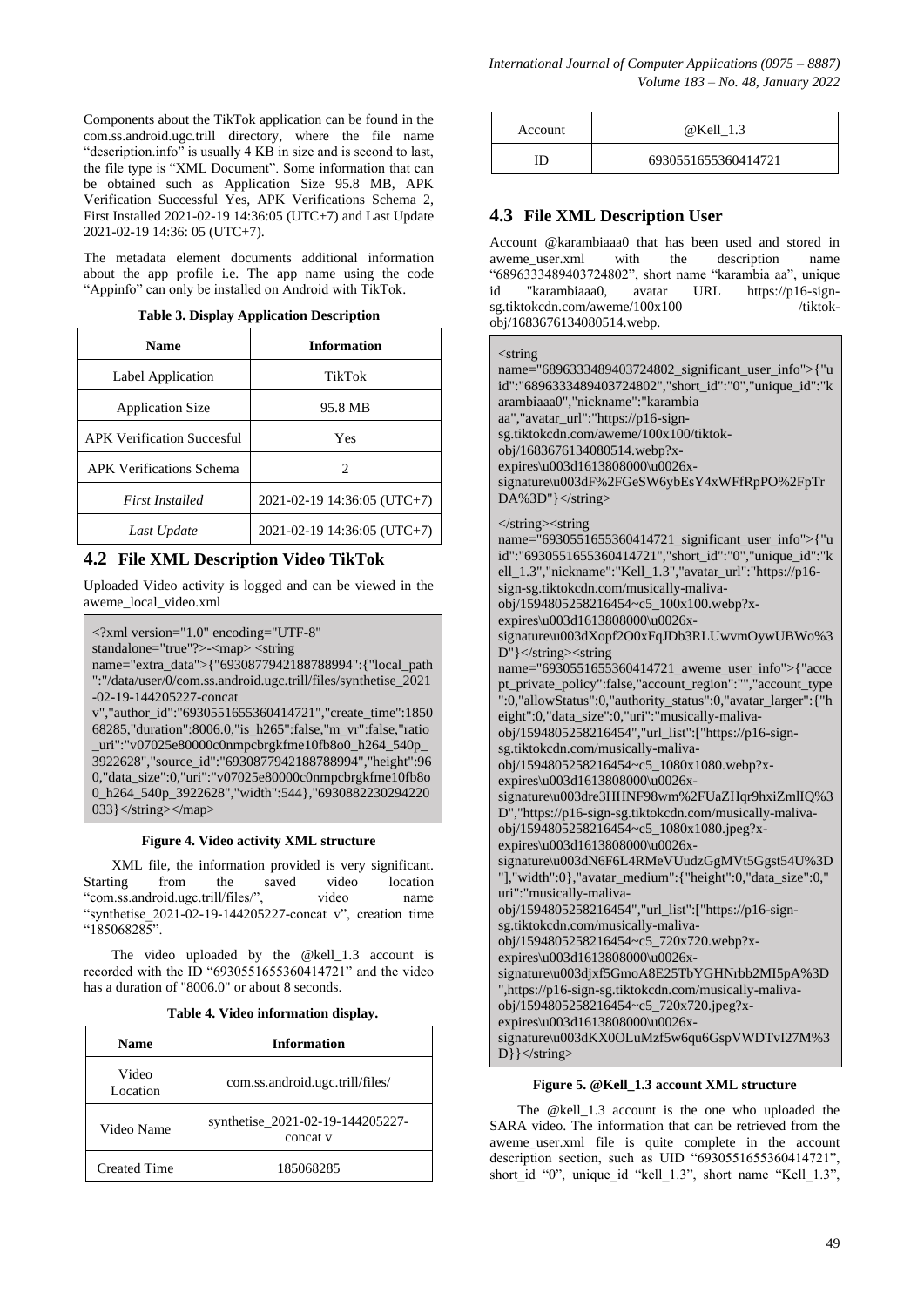Components about the TikTok application can be found in the com.ss.android.ugc.trill directory, where the file name "description.info" is usually 4 KB in size and is second to last, the file type is "XML Document". Some information that can be obtained such as Application Size 95.8 MB, APK Verification Successful Yes, APK Verifications Schema 2, First Installed 2021-02-19 14:36:05 (UTC+7) and Last Update 2021-02-19 14:36: 05 (UTC+7).

The metadata element documents additional information about the app profile i.e. The app name using the code "Appinfo" can only be installed on Android with TikTok.

**Table 3. Display Application Description**

| Name | Information |
|---|---|
| Label Application | TikTok |
| Application Size | 95.8 MB |
| APK Verification Succesful | Yes |
| APK Verifications Schema | 2 |
| *First Installed* | 2021-02-19 14:36:05 (UTC+7) |
| *Last Update* | 2021-02-19 14:36:05 (UTC+7) |

## 4.2 File XML Description Video TikTok

Uploaded Video activity is logged and can be viewed in the aweme_local_video.xml

```
<?xml version="1.0" encoding="UTF-8"
standalone="true"?>-<map> <string
name="extra_data">{"6930877942188788994":{"local_path
":"/data/user/0/com.ss.android.ugc.trill/files/synthetise_2021
-02-19-144205227-concat
v","author_id":"6930551655360414721","create_time":1850
68285,"duration":8006.0,"is_h265":false,"m_vr":false,"ratio
_uri":"v07025e80000c0nmpcbrgkfme10fb8o0_h264_540p_
3922628","source_id":"6930877942188788994","height":96
0,"data_size":0,"uri":"v07025e80000c0nmpcbrgkfme10fb8o
0_h264_540p_3922628","width":544},"6930882230294220
033}</string></map>
```

**Figure 4. Video activity XML structure**

XML file, the information provided is very significant. Starting from the saved video location "com.ss.android.ugc.trill/files/", video name "synthetise_2021-02-19-144205227-concat v", creation time "185068285".

The video uploaded by the @kell_1.3 account is recorded with the ID "6930551655360414721" and the video has a duration of "8006.0" or about 8 seconds.

**Table 4. Video information display.**

| Name | Information |
|---|---|
| Video Location | com.ss.android.ugc.trill/files/ |
| Video Name | synthetise_2021-02-19-144205227-concat v |
| Created Time | 185068285 |
| Account | @Kell_1.3 |
| ID | 6930551655360414721 |

## 4.3 File XML Description User

Account @karambiaaa0 that has been used and stored in aweme_user.xml with the description name "6896333489403724802", short name "karambia aa", unique id "karambiaaa0, avatar URL https://p16-sign-sg.tiktokcdn.com/aweme/100x100 /tiktok-obj/1683676134080514.webp.

```
<string
name="6896333489403724802_significant_user_info">{"u
id":"6896333489403724802","short_id":"0","unique_id":"k
arambiaaa0","nickname":"karambia
aa","avatar_url":"https://p16-sign-
sg.tiktokcdn.com/aweme/100x100/tiktok-
obj/1683676134080514.webp?x-
expires\u003d1613808000\u0026x-
signature\u003dF%2FGeSW6ybEsY4xWFfRpPO%2FpTr
DA%3D"}</string>

</string><string
name="6930551655360414721_significant_user_info">{"u
id":"6930551655360414721","short_id":"0","unique_id":"k
ell_1.3","nickname":"Kell_1.3","avatar_url":"https://p16-
sign-sg.tiktokcdn.com/musically-maliva-
obj/1594805258216454~c5_100x100.webp?x-
expires\u003d1613808000\u0026x-
signature\u003dXopf2O0xFqJDb3RLUwvmOywUBWo%3
D"}</string><string
name="6930551655360414721_aweme_user_info">{"acce
pt_private_policy":false,"account_region":"","account_type
":0,"allowStatus":0,"authority_status":0,"avatar_larger":{"h
eight":0,"data_size":0,"uri":"musically-maliva-
obj/1594805258216454","url_list":["https://p16-sign-
sg.tiktokcdn.com/musically-maliva-
obj/1594805258216454~c5_1080x1080.webp?x-
expires\u003d1613808000\u0026x-
signature\u003dre3HHNF98wm%2FUaZHqr9hxiZmlIQ%3
D","https://p16-sign-sg.tiktokcdn.com/musically-maliva-
obj/1594805258216454~c5_1080x1080.jpeg?x-
expires\u003d1613808000\u0026x-
signature\u003dN6F6L4RMeVUudzGgMVt5Ggst54U%3D
"],"width":0},"avatar_medium":{"height":0,"data_size":0,"
uri":"musically-maliva-
obj/1594805258216454","url_list":["https://p16-sign-
sg.tiktokcdn.com/musically-maliva-
obj/1594805258216454~c5_720x720.webp?x-
expires\u003d1613808000\u0026x-
signature\u003djxf5GmoA8E25TbYGHNrbb2MI5pA%3D
",https://p16-sign-sg.tiktokcdn.com/musically-maliva-
obj/1594805258216454~c5_720x720.jpeg?x-
expires\u003d1613808000\u0026x-
signature\u003dKX0OLuMzf5w6qu6GspVWDTvI27M%3
D}}</string>
```

**Figure 5. @Kell_1.3 account XML structure**

The @kell_1.3 account is the one who uploaded the SARA video. The information that can be retrieved from the aweme_user.xml file is quite complete in the account description section, such as UID "6930551655360414721", short_id "0", unique_id "kell_1.3", short name "Kell_1.3",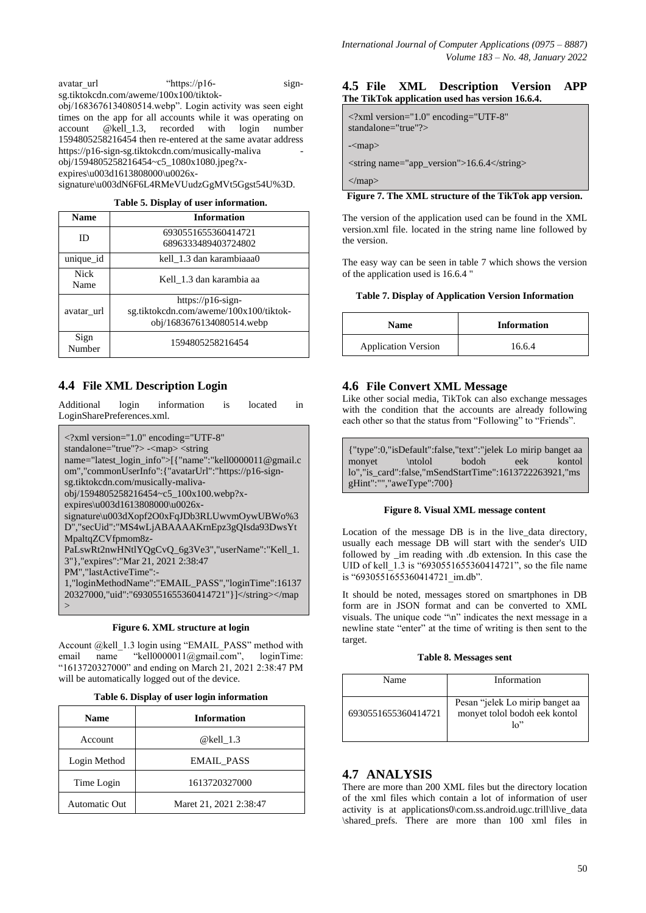avatar_url "https://p16-sign-sg.tiktokcdn.com/aweme/100x100/tiktok-obj/1683676134080514.webp". Login activity was seen eight times on the app for all accounts while it was operating on account @kell_1.3, recorded with login number 1594805258216454 then re-entered at the same avatar address https://p16-sign-sg.tiktokcdn.com/musically-maliva-obj/1594805258216454~c5_1080x1080.jpeg?x-expires\u003d1613808000\u0026x-signature\u003dN6F6L4RMeVUudzGgMVt5Ggst54U%3D.

**Table 5. Display of user information.**

| Name | Information |
|---|---|
| ID | 6930551655360414721 6896333489403724802 |
| unique_id | kell_1.3 dan karambiaaa0 |
| Nick Name | Kell_1.3 dan karambia aa |
| avatar_url | https://p16-sign-sg.tiktokcdn.com/aweme/100x100/tiktok-obj/1683676134080514.webp |
| Sign Number | 1594805258216454 |

## 4.4 File XML Description Login

Additional login information is located in LoginSharePreferences.xml.

```
<?xml version="1.0" encoding="UTF-8"
standalone="true"?> -<map> <string
name="latest_login_info">[{"name":"kell0000011@gmail.com","commonUserInfo":{"avatarUrl":"https://p16-sign-sg.tiktokcdn.com/musically-maliva-obj/1594805258216454~c5_100x100.webp?x-expires\u003d1613808000\u0026x-signature\u003dXopf2O0xFqJDb3RLUwvmOywUBWo%3D","secUid":"MS4wLjABAAAAKrnEpz3gQIsda93DwsYtMpaltqZCVfpmom8z-PaLswRt2nwHNtlYQgCvQ_6g3Ve3","userName":"Kell_1.3"},"expires":"Mar 21, 2021 2:38:47 PM","lastActiveTime":-1,"loginMethodName":"EMAIL_PASS","loginTime":1613720327000,"uid":"6930551655360414721"}]</string></map>
```

**Figure 6. XML structure at login**

Account @kell_1.3 login using "EMAIL_PASS" method with email name "kell0000011@gmail.com", loginTime: "1613720327000" and ending on March 21, 2021 2:38:47 PM will be automatically logged out of the device.

**Table 6. Display of user login information**

| Name | Information |
|---|---|
| Account | @kell_1.3 |
| Login Method | EMAIL_PASS |
| Time Login | 1613720327000 |
| Automatic Out | Maret 21, 2021 2:38:47 |

## 4.5 File XML Description Version APP

**The TikTok application used has version 16.6.4.**

```
<?xml version="1.0" encoding="UTF-8"
standalone="true"?>
-<map>
<string name="app_version">16.6.4</string>
</map>
```

**Figure 7. The XML structure of the TikTok app version.**

The version of the application used can be found in the XML version.xml file. located in the string name line followed by the version.

The easy way can be seen in table 7 which shows the version of the application used is 16.6.4 "

**Table 7. Display of Application Version Information**

| Name | Information |
|---|---|
| Application Version | 16.6.4 |

## 4.6 File Convert XML Message

Like other social media, TikTok can also exchange messages with the condition that the accounts are already following each other so that the status from "Following" to "Friends".

```
{"type":0,"isDefault":false,"text":"jelek Lo mirip banget aa monyet \ntolol bodoh eek kontol lo","is_card":false,"mSendStartTime":1613722263921,"msgHint":"","aweType":700}
```

**Figure 8. Visual XML message content**

Location of the message DB is in the live_data directory, usually each message DB will start with the sender's UID followed by _im reading with .db extension. In this case the UID of kell_1.3 is "6930551655360414721", so the file name is "6930551655360414721_im.db".

It should be noted, messages stored on smartphones in DB form are in JSON format and can be converted to XML visuals. The unique code "\n" indicates the next message in a newline state "enter" at the time of writing is then sent to the target.

**Table 8. Messages sent**

| Name | Information |
|---|---|
| 6930551655360414721 | Pesan "jelek Lo mirip banget aa monyet tolol bodoh eek kontol lo" |

## 4.7 ANALYSIS

There are more than 200 XML files but the directory location of the xml files which contain a lot of information of user activity is at applications0\com.ss.android.ugc.trill\live_data\shared_prefs. There are more than 100 xml files in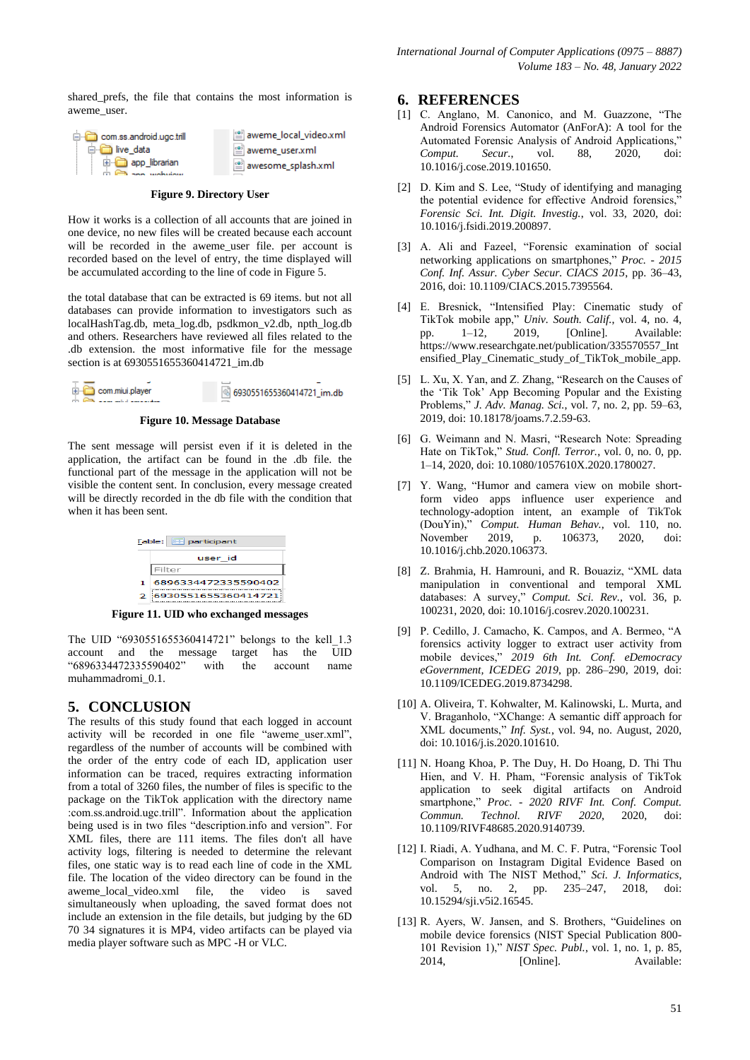shared_prefs, the file that contains the most information is aweme_user.

**Figure 9. Directory User**

How it works is a collection of all accounts that are joined in one device, no new files will be created because each account will be recorded in the aweme_user file. per account is recorded based on the level of entry, the time displayed will be accumulated according to the line of code in Figure 5.

the total database that can be extracted is 69 items. but not all databases can provide information to investigators such as localHashTag.db, meta_log.db, psdkmon_v2.db, npth_log.db and others. Researchers have reviewed all files related to the .db extension. the most informative file for the message section is at 6930551655360414721_im.db

**Figure 10. Message Database**

The sent message will persist even if it is deleted in the application, the artifact can be found in the .db file. the functional part of the message in the application will not be visible the content sent. In conclusion, every message created will be directly recorded in the db file with the condition that when it has been sent.

**Figure 11. UID who exchanged messages**

The UID "6930551655360414721" belongs to the kell_1.3 account and the message target has the UID "6896334472335590402" with the account name muhammadromi_0.1.

## 5. CONCLUSION

The results of this study found that each logged in account activity will be recorded in one file "aweme_user.xml", regardless of the number of accounts will be combined with the order of the entry code of each ID, application user information can be traced, requires extracting information from a total of 3260 files, the number of files is specific to the package on the TikTok application with the directory name :com.ss.android.ugc.trill". Information about the application being used is in two files "description.info and version". For XML files, there are 111 items. The files don't all have activity logs, filtering is needed to determine the relevant files, one static way is to read each line of code in the XML file. The location of the video directory can be found in the aweme_local_video.xml file, the video is saved simultaneously when uploading, the saved format does not include an extension in the file details, but judging by the 6D 70 34 signatures it is MP4, video artifacts can be played via media player software such as MPC -H or VLC.

## 6. REFERENCES

[1] C. Anglano, M. Canonico, and M. Guazzone, "The Android Forensics Automator (AnForA): A tool for the Automated Forensic Analysis of Android Applications," *Comput. Secur.*, vol. 88, 2020, doi: 10.1016/j.cose.2019.101650.

[2] D. Kim and S. Lee, "Study of identifying and managing the potential evidence for effective Android forensics," *Forensic Sci. Int. Digit. Investig.*, vol. 33, 2020, doi: 10.1016/j.fsidi.2019.200897.

[3] A. Ali and Fazeel, "Forensic examination of social networking applications on smartphones," *Proc. - 2015 Conf. Inf. Assur. Cyber Secur. CIACS 2015*, pp. 36–43, 2016, doi: 10.1109/CIACS.2015.7395564.

[4] E. Bresnick, "Intensified Play: Cinematic study of TikTok mobile app," *Univ. South. Calif.*, vol. 4, no. 4, pp. 1–12, 2019, [Online]. Available: https://www.researchgate.net/publication/335570557_Intensified_Play_Cinematic_study_of_TikTok_mobile_app.

[5] L. Xu, X. Yan, and Z. Zhang, "Research on the Causes of the 'Tik Tok' App Becoming Popular and the Existing Problems," *J. Adv. Manag. Sci.*, vol. 7, no. 2, pp. 59–63, 2019, doi: 10.18178/joams.7.2.59-63.

[6] G. Weimann and N. Masri, "Research Note: Spreading Hate on TikTok," *Stud. Confl. Terror.*, vol. 0, no. 0, pp. 1–14, 2020, doi: 10.1080/1057610X.2020.1780027.

[7] Y. Wang, "Humor and camera view on mobile short-form video apps influence user experience and technology-adoption intent, an example of TikTok (DouYin)," *Comput. Human Behav.*, vol. 110, no. November 2019, p. 106373, 2020, doi: 10.1016/j.chb.2020.106373.

[8] Z. Brahmia, H. Hamrouni, and R. Bouaziz, "XML data manipulation in conventional and temporal XML databases: A survey," *Comput. Sci. Rev.*, vol. 36, p. 100231, 2020, doi: 10.1016/j.cosrev.2020.100231.

[9] P. Cedillo, J. Camacho, K. Campos, and A. Bermeo, "A forensics activity logger to extract user activity from mobile devices," *2019 6th Int. Conf. eDemocracy eGovernment, ICEDEG 2019*, pp. 286–290, 2019, doi: 10.1109/ICEDEG.2019.8734298.

[10] A. Oliveira, T. Kohwalter, M. Kalinowski, L. Murta, and V. Braganholo, "XChange: A semantic diff approach for XML documents," *Inf. Syst.*, vol. 94, no. August, 2020, doi: 10.1016/j.is.2020.101610.

[11] N. Hoang Khoa, P. The Duy, H. Do Hoang, D. Thi Thu Hien, and V. H. Pham, "Forensic analysis of TikTok application to seek digital artifacts on Android smartphone," *Proc. - 2020 RIVF Int. Conf. Comput. Commun. Technol. RIVF 2020*, 2020, doi: 10.1109/RIVF48685.2020.9140739.

[12] I. Riadi, A. Yudhana, and M. C. F. Putra, "Forensic Tool Comparison on Instagram Digital Evidence Based on Android with The NIST Method," *Sci. J. Informatics*, vol. 5, no. 2, pp. 235–247, 2018, doi: 10.15294/sji.v5i2.16545.

[13] R. Ayers, W. Jansen, and S. Brothers, "Guidelines on mobile device forensics (NIST Special Publication 800-101 Revision 1)," *NIST Spec. Publ.*, vol. 1, no. 1, p. 85, 2014, [Online]. Available: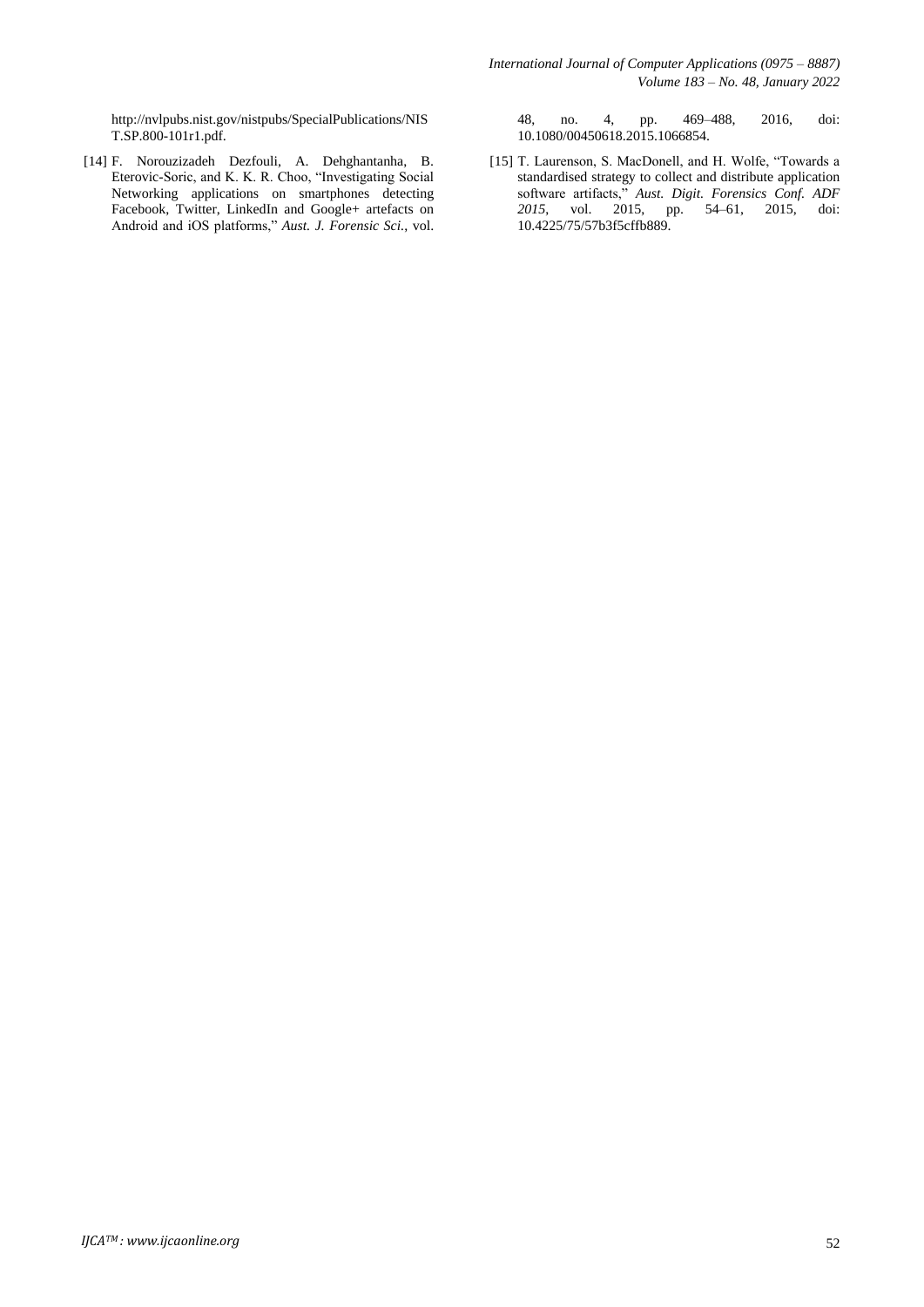http://nvlpubs.nist.gov/nistpubs/SpecialPublications/NIST.SP.800-101r1.pdf.

[14] F. Norouzizadeh Dezfouli, A. Dehghantanha, B. Eterovic-Soric, and K. K. R. Choo, "Investigating Social Networking applications on smartphones detecting Facebook, Twitter, LinkedIn and Google+ artefacts on Android and iOS platforms," *Aust. J. Forensic Sci.*, vol. 48, no. 4, pp. 469–488, 2016, doi: 10.1080/00450618.2015.1066854.

[15] T. Laurenson, S. MacDonell, and H. Wolfe, "Towards a standardised strategy to collect and distribute application software artifacts," *Aust. Digit. Forensics Conf. ADF 2015*, vol. 2015, pp. 54–61, 2015, doi: 10.4225/75/57b3f5cffb889.